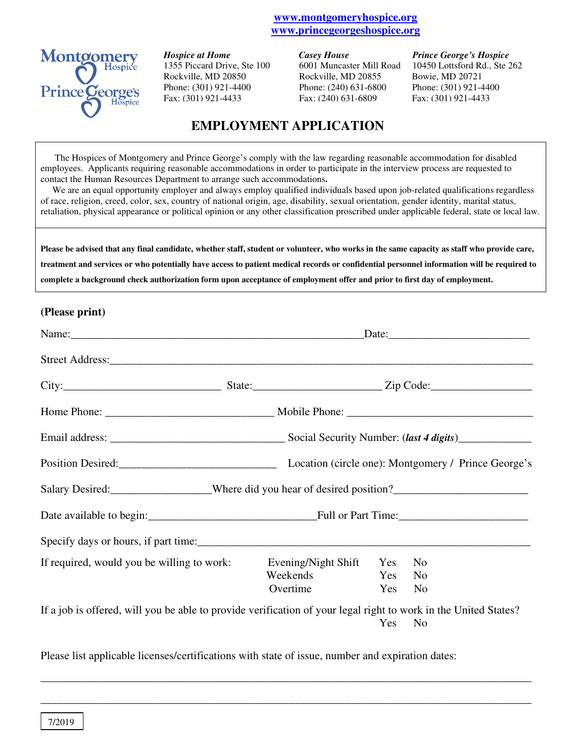www.montgomeryhospice.org
www.princegeorgeshospice.org

Montgomery Hospice
Prince George's Hospice

***Hospice at Home***
1355 Piccard Drive, Ste 100
Rockville, MD 20850
Phone: (301) 921-4400
Fax: (301) 921-4433

***Casey House***
6001 Muncaster Mill Road
Rockville, MD 20855
Phone: (240) 631-6800
Fax: (240) 631-6809

***Prince George's Hospice***
10450 Lottsford Rd., Ste 262
Bowie, MD 20721
Phone: (301) 921-4400
Fax: (301) 921-4433

# EMPLOYMENT APPLICATION

The Hospices of Montgomery and Prince George's comply with the law regarding reasonable accommodation for disabled employees. Applicants requiring reasonable accommodations in order to participate in the interview process are requested to contact the Human Resources Department to arrange such accommodations.

We are an equal opportunity employer and always employ qualified individuals based upon job-related qualifications regardless of race, religion, creed, color, sex, country of national origin, age, disability, sexual orientation, gender identity, marital status, retaliation, physical appearance or political opinion or any other classification proscribed under applicable federal, state or local law.

**Please be advised that any final candidate, whether staff, student or volunteer, who works in the same capacity as staff who provide care, treatment and services or who potentially have access to patient medical records or confidential personnel information will be required to complete a background check authorization form upon acceptance of employment offer and prior to first day of employment.**

**(Please print)**

Name:_______________________________________________ Date:______________________

Street Address:_______________________________________________________________

City:________________________ State:____________________ Zip Code:_______________

Home Phone: __________________________ Mobile Phone: ____________________________

Email address: ___________________________ Social Security Number: (*last 4 digits*)___________

Position Desired:_______________________ Location (circle one): Montgomery / Prince George's

Salary Desired:_______________Where did you hear of desired position?____________________

Date available to begin:_________________________Full or Part Time:____________________

Specify days or hours, if part time:_______________________________________________

If required, would you be willing to work:

| | | |
|---|---|---|
| Evening/Night Shift | Yes | No |
| Weekends | Yes | No |
| Overtime | Yes | No |

If a job is offered, will you be able to provide verification of your legal right to work in the United States?
Yes No

Please list applicable licenses/certifications with state of issue, number and expiration dates:

___________________________________________________________________________

___________________________________________________________________________

7/2019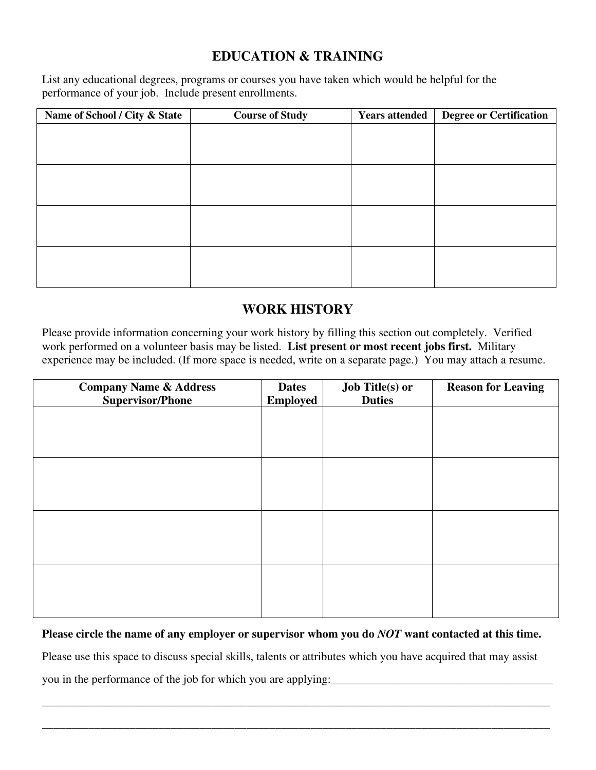## EDUCATION & TRAINING

List any educational degrees, programs or courses you have taken which would be helpful for the performance of your job. Include present enrollments.

| Name of School / City & State | Course of Study | Years attended | Degree or Certification |
|---|---|---|---|
| | | | |
| | | | |
| | | | |
| | | | |

## WORK HISTORY

Please provide information concerning your work history by filling this section out completely. Verified work performed on a volunteer basis may be listed. **List present or most recent jobs first.** Military experience may be included. (If more space is needed, write on a separate page.) You may attach a resume.

| Company Name & Address Supervisor/Phone | Dates Employed | Job Title(s) or Duties | Reason for Leaving |
|---|---|---|---|
| | | | |
| | | | |
| | | | |
| | | | |

**Please circle the name of any employer or supervisor whom you do *NOT* want contacted at this time.**

Please use this space to discuss special skills, talents or attributes which you have acquired that may assist you in the performance of the job for which you are applying:_______________________________________

_____________________________________________________________________________________________

_____________________________________________________________________________________________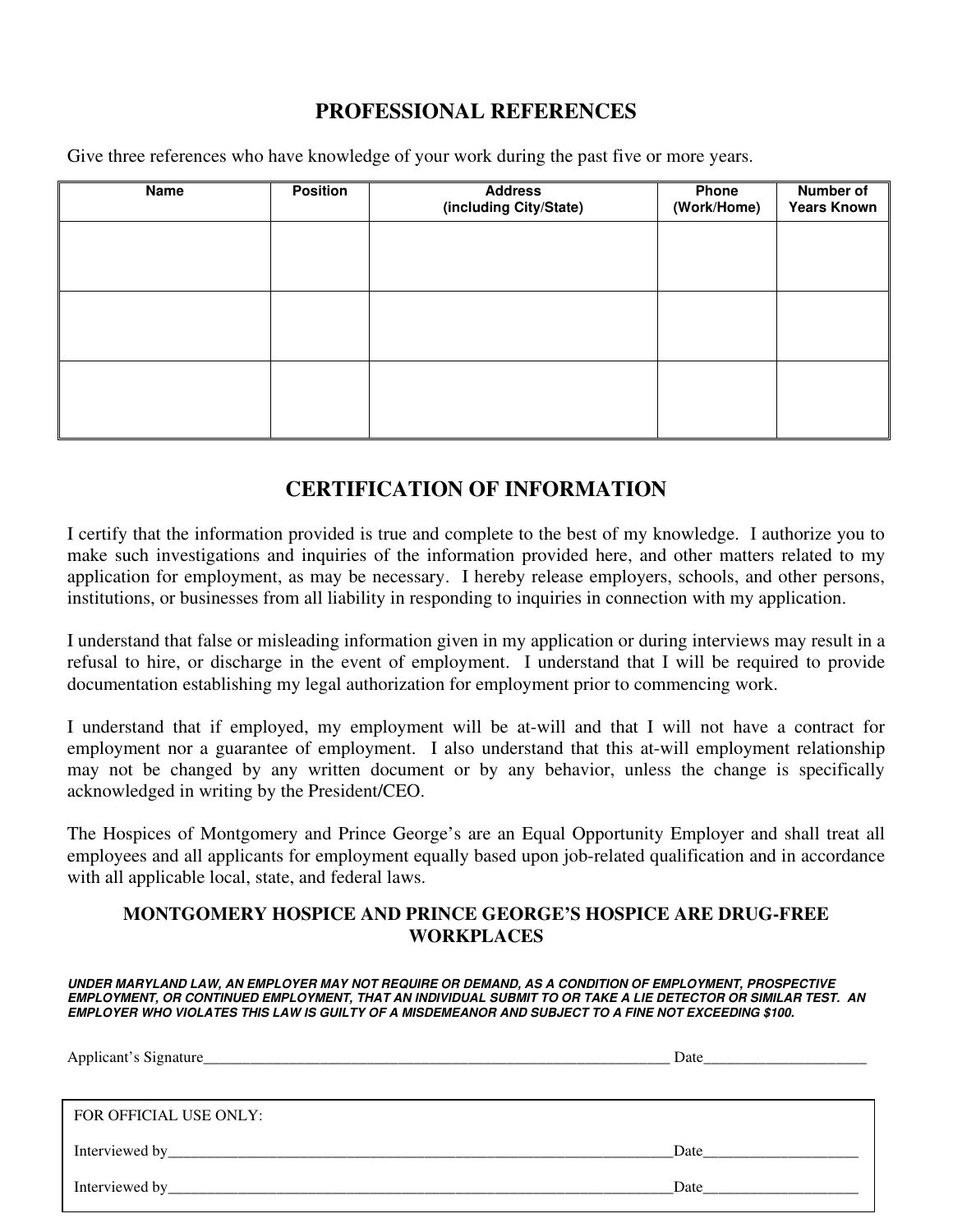## PROFESSIONAL REFERENCES

Give three references who have knowledge of your work during the past five or more years.

| Name | Position | Address (including City/State) | Phone (Work/Home) | Number of Years Known |
|---|---|---|---|---|
| | | | | |
| | | | | |
| | | | | |

## CERTIFICATION OF INFORMATION

I certify that the information provided is true and complete to the best of my knowledge. I authorize you to make such investigations and inquiries of the information provided here, and other matters related to my application for employment, as may be necessary. I hereby release employers, schools, and other persons, institutions, or businesses from all liability in responding to inquiries in connection with my application.

I understand that false or misleading information given in my application or during interviews may result in a refusal to hire, or discharge in the event of employment. I understand that I will be required to provide documentation establishing my legal authorization for employment prior to commencing work.

I understand that if employed, my employment will be at-will and that I will not have a contract for employment nor a guarantee of employment. I also understand that this at-will employment relationship may not be changed by any written document or by any behavior, unless the change is specifically acknowledged in writing by the President/CEO.

The Hospices of Montgomery and Prince George's are an Equal Opportunity Employer and shall treat all employees and all applicants for employment equally based upon job-related qualification and in accordance with all applicable local, state, and federal laws.

**MONTGOMERY HOSPICE AND PRINCE GEORGE'S HOSPICE ARE DRUG-FREE WORKPLACES**

***UNDER MARYLAND LAW, AN EMPLOYER MAY NOT REQUIRE OR DEMAND, AS A CONDITION OF EMPLOYMENT, PROSPECTIVE EMPLOYMENT, OR CONTINUED EMPLOYMENT, THAT AN INDIVIDUAL SUBMIT TO OR TAKE A LIE DETECTOR OR SIMILAR TEST. AN EMPLOYER WHO VIOLATES THIS LAW IS GUILTY OF A MISDEMEANOR AND SUBJECT TO A FINE NOT EXCEEDING $100.***

Applicant's Signature_______________________________________________ Date____________________

FOR OFFICIAL USE ONLY:

Interviewed by_______________________________________________Date____________________

Interviewed by_______________________________________________Date____________________